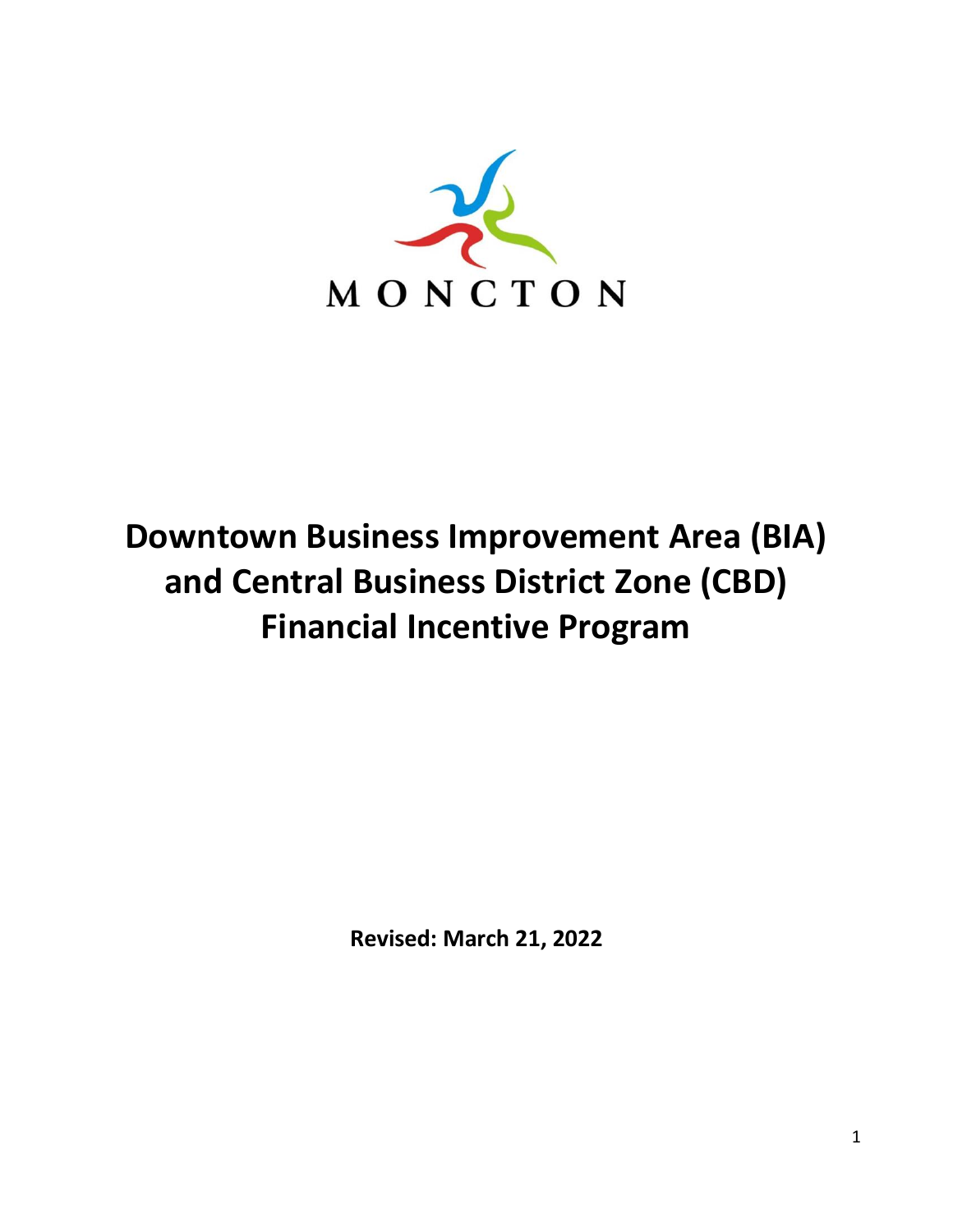MONCTON

# Downtown Business Improvement Area (BIA) and Central Business District Zone (CBD) Financial Incentive Program

**Revised: March 21, 2022**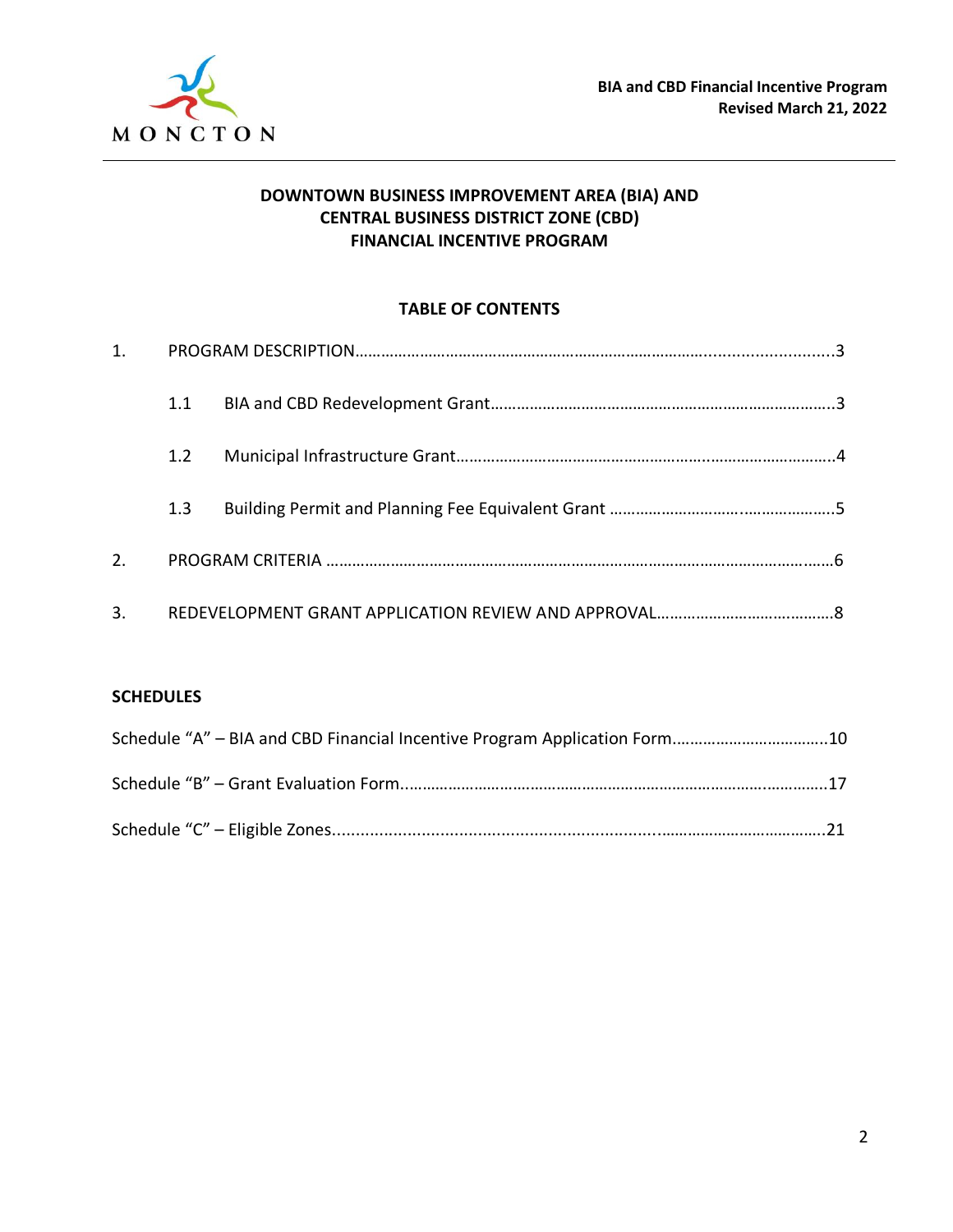# DOWNTOWN BUSINESS IMPROVEMENT AREA (BIA) AND CENTRAL BUSINESS DISTRICT ZONE (CBD) FINANCIAL INCENTIVE PROGRAM

## TABLE OF CONTENTS

1. PROGRAM DESCRIPTION……………………………………………………………………………………………3
   - 1.1 BIA and CBD Redevelopment Grant……………………………………………………………………3
   - 1.2 Municipal Infrastructure Grant…………………………………………………………………………4
   - 1.3 Building Permit and Planning Fee Equivalent Grant …………………………………………5
2. PROGRAM CRITERIA ……………………………………………………………………………………………………6
3. REDEVELOPMENT GRANT APPLICATION REVIEW AND APPROVAL…………………………………8

## SCHEDULES

Schedule "A" – BIA and CBD Financial Incentive Program Application Form……………………………10

Schedule "B" – Grant Evaluation Form……………………………………………………………………………17

Schedule "C" – Eligible Zones……………………………………………………………………………………21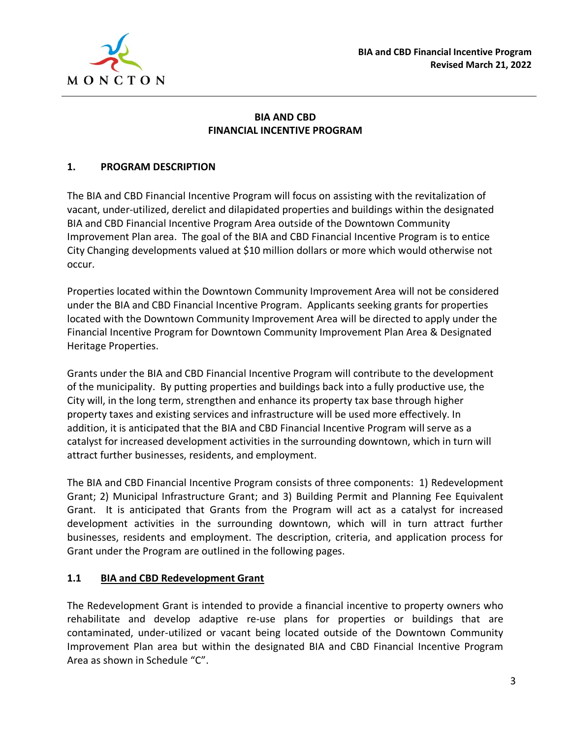# BIA AND CBD
# FINANCIAL INCENTIVE PROGRAM

## 1. PROGRAM DESCRIPTION

The BIA and CBD Financial Incentive Program will focus on assisting with the revitalization of vacant, under-utilized, derelict and dilapidated properties and buildings within the designated BIA and CBD Financial Incentive Program Area outside of the Downtown Community Improvement Plan area. The goal of the BIA and CBD Financial Incentive Program is to entice City Changing developments valued at $10 million dollars or more which would otherwise not occur.

Properties located within the Downtown Community Improvement Area will not be considered under the BIA and CBD Financial Incentive Program. Applicants seeking grants for properties located with the Downtown Community Improvement Area will be directed to apply under the Financial Incentive Program for Downtown Community Improvement Plan Area & Designated Heritage Properties.

Grants under the BIA and CBD Financial Incentive Program will contribute to the development of the municipality. By putting properties and buildings back into a fully productive use, the City will, in the long term, strengthen and enhance its property tax base through higher property taxes and existing services and infrastructure will be used more effectively. In addition, it is anticipated that the BIA and CBD Financial Incentive Program will serve as a catalyst for increased development activities in the surrounding downtown, which in turn will attract further businesses, residents, and employment.

The BIA and CBD Financial Incentive Program consists of three components: 1) Redevelopment Grant; 2) Municipal Infrastructure Grant; and 3) Building Permit and Planning Fee Equivalent Grant. It is anticipated that Grants from the Program will act as a catalyst for increased development activities in the surrounding downtown, which will in turn attract further businesses, residents and employment. The description, criteria, and application process for Grant under the Program are outlined in the following pages.

### 1.1 BIA and CBD Redevelopment Grant

The Redevelopment Grant is intended to provide a financial incentive to property owners who rehabilitate and develop adaptive re-use plans for properties or buildings that are contaminated, under-utilized or vacant being located outside of the Downtown Community Improvement Plan area but within the designated BIA and CBD Financial Incentive Program Area as shown in Schedule "C".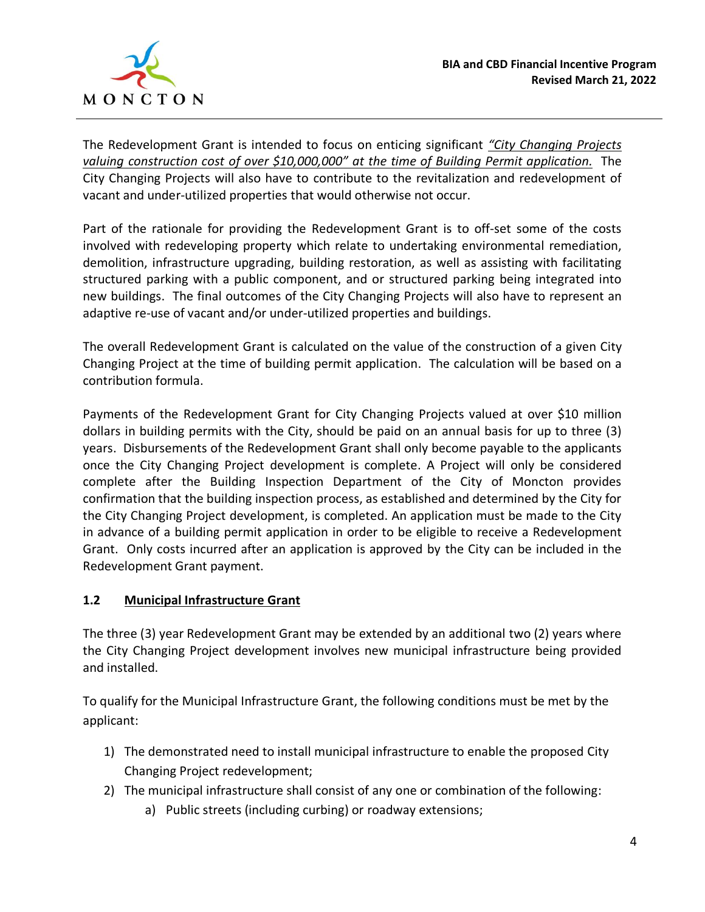The Redevelopment Grant is intended to focus on enticing significant *"City Changing Projects valuing construction cost of over $10,000,000" at the time of Building Permit application.* The City Changing Projects will also have to contribute to the revitalization and redevelopment of vacant and under-utilized properties that would otherwise not occur.

Part of the rationale for providing the Redevelopment Grant is to off-set some of the costs involved with redeveloping property which relate to undertaking environmental remediation, demolition, infrastructure upgrading, building restoration, as well as assisting with facilitating structured parking with a public component, and or structured parking being integrated into new buildings. The final outcomes of the City Changing Projects will also have to represent an adaptive re-use of vacant and/or under-utilized properties and buildings.

The overall Redevelopment Grant is calculated on the value of the construction of a given City Changing Project at the time of building permit application. The calculation will be based on a contribution formula.

Payments of the Redevelopment Grant for City Changing Projects valued at over $10 million dollars in building permits with the City, should be paid on an annual basis for up to three (3) years. Disbursements of the Redevelopment Grant shall only become payable to the applicants once the City Changing Project development is complete. A Project will only be considered complete after the Building Inspection Department of the City of Moncton provides confirmation that the building inspection process, as established and determined by the City for the City Changing Project development, is completed. An application must be made to the City in advance of a building permit application in order to be eligible to receive a Redevelopment Grant. Only costs incurred after an application is approved by the City can be included in the Redevelopment Grant payment.

### 1.2 Municipal Infrastructure Grant

The three (3) year Redevelopment Grant may be extended by an additional two (2) years where the City Changing Project development involves new municipal infrastructure being provided and installed.

To qualify for the Municipal Infrastructure Grant, the following conditions must be met by the applicant:

1) The demonstrated need to install municipal infrastructure to enable the proposed City Changing Project redevelopment;
2) The municipal infrastructure shall consist of any one or combination of the following:
    a) Public streets (including curbing) or roadway extensions;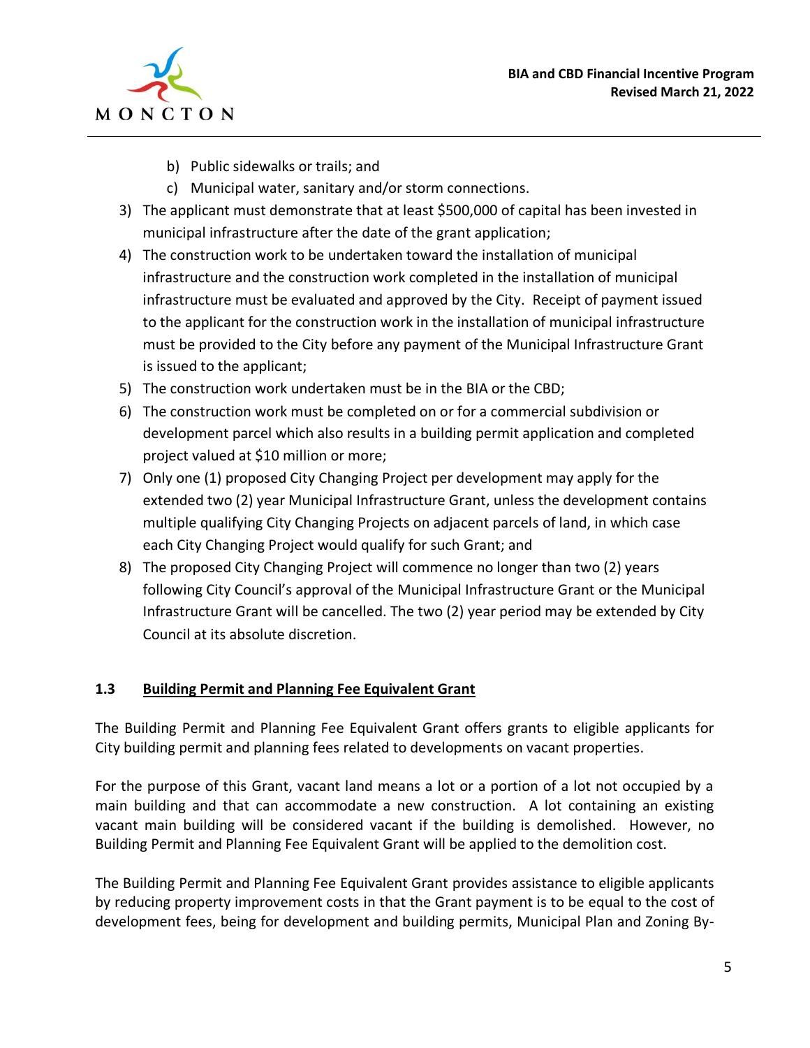b) Public sidewalks or trails; and
   c) Municipal water, sanitary and/or storm connections.

3) The applicant must demonstrate that at least $500,000 of capital has been invested in municipal infrastructure after the date of the grant application;
4) The construction work to be undertaken toward the installation of municipal infrastructure and the construction work completed in the installation of municipal infrastructure must be evaluated and approved by the City. Receipt of payment issued to the applicant for the construction work in the installation of municipal infrastructure must be provided to the City before any payment of the Municipal Infrastructure Grant is issued to the applicant;
5) The construction work undertaken must be in the BIA or the CBD;
6) The construction work must be completed on or for a commercial subdivision or development parcel which also results in a building permit application and completed project valued at $10 million or more;
7) Only one (1) proposed City Changing Project per development may apply for the extended two (2) year Municipal Infrastructure Grant, unless the development contains multiple qualifying City Changing Projects on adjacent parcels of land, in which case each City Changing Project would qualify for such Grant; and
8) The proposed City Changing Project will commence no longer than two (2) years following City Council's approval of the Municipal Infrastructure Grant or the Municipal Infrastructure Grant will be cancelled. The two (2) year period may be extended by City Council at its absolute discretion.

### 1.3 Building Permit and Planning Fee Equivalent Grant

The Building Permit and Planning Fee Equivalent Grant offers grants to eligible applicants for City building permit and planning fees related to developments on vacant properties.

For the purpose of this Grant, vacant land means a lot or a portion of a lot not occupied by a main building and that can accommodate a new construction. A lot containing an existing vacant main building will be considered vacant if the building is demolished. However, no Building Permit and Planning Fee Equivalent Grant will be applied to the demolition cost.

The Building Permit and Planning Fee Equivalent Grant provides assistance to eligible applicants by reducing property improvement costs in that the Grant payment is to be equal to the cost of development fees, being for development and building permits, Municipal Plan and Zoning By-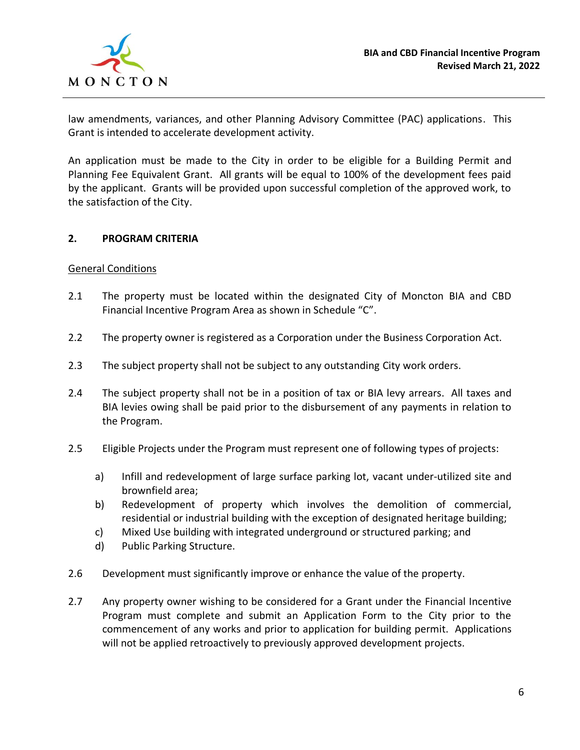law amendments, variances, and other Planning Advisory Committee (PAC) applications. This Grant is intended to accelerate development activity.

An application must be made to the City in order to be eligible for a Building Permit and Planning Fee Equivalent Grant. All grants will be equal to 100% of the development fees paid by the applicant. Grants will be provided upon successful completion of the approved work, to the satisfaction of the City.

## 2. PROGRAM CRITERIA

General Conditions

2.1 The property must be located within the designated City of Moncton BIA and CBD Financial Incentive Program Area as shown in Schedule "C".

2.2 The property owner is registered as a Corporation under the Business Corporation Act.

2.3 The subject property shall not be subject to any outstanding City work orders.

2.4 The subject property shall not be in a position of tax or BIA levy arrears. All taxes and BIA levies owing shall be paid prior to the disbursement of any payments in relation to the Program.

2.5 Eligible Projects under the Program must represent one of following types of projects:

a) Infill and redevelopment of large surface parking lot, vacant under-utilized site and brownfield area;
b) Redevelopment of property which involves the demolition of commercial, residential or industrial building with the exception of designated heritage building;
c) Mixed Use building with integrated underground or structured parking; and
d) Public Parking Structure.

2.6 Development must significantly improve or enhance the value of the property.

2.7 Any property owner wishing to be considered for a Grant under the Financial Incentive Program must complete and submit an Application Form to the City prior to the commencement of any works and prior to application for building permit. Applications will not be applied retroactively to previously approved development projects.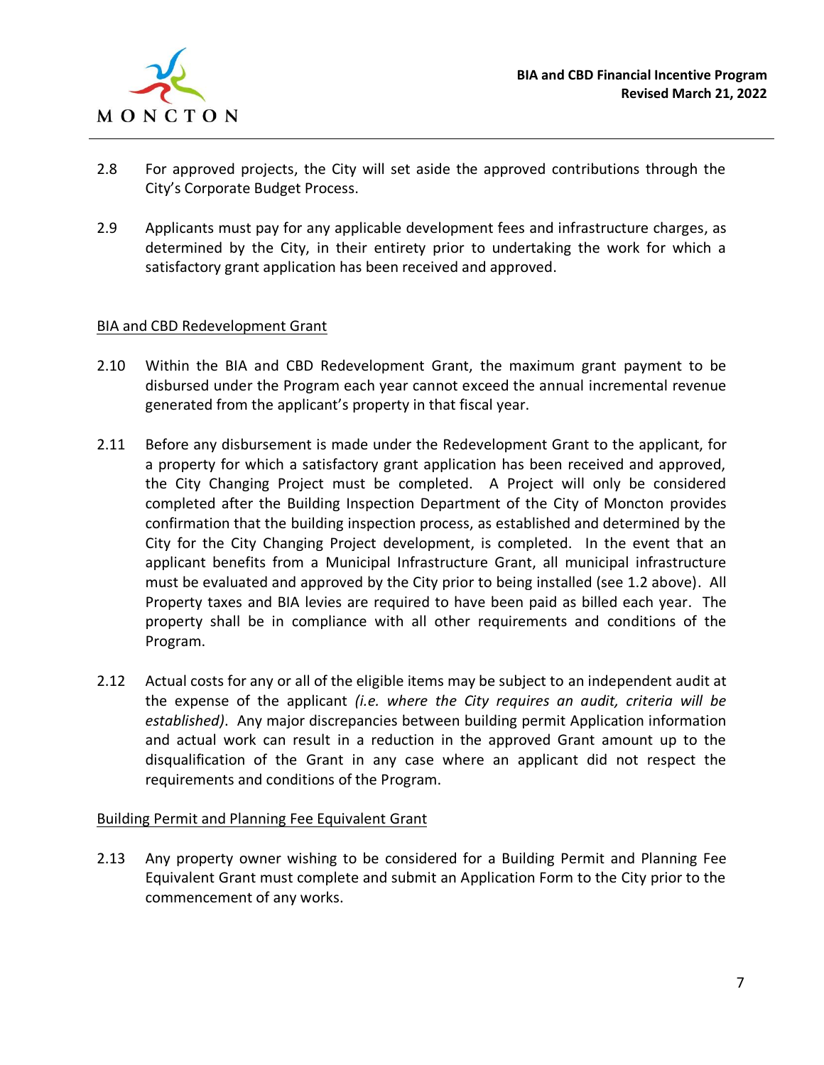2.8 For approved projects, the City will set aside the approved contributions through the City's Corporate Budget Process.

2.9 Applicants must pay for any applicable development fees and infrastructure charges, as determined by the City, in their entirety prior to undertaking the work for which a satisfactory grant application has been received and approved.

<u>BIA and CBD Redevelopment Grant</u>

2.10 Within the BIA and CBD Redevelopment Grant, the maximum grant payment to be disbursed under the Program each year cannot exceed the annual incremental revenue generated from the applicant's property in that fiscal year.

2.11 Before any disbursement is made under the Redevelopment Grant to the applicant, for a property for which a satisfactory grant application has been received and approved, the City Changing Project must be completed. A Project will only be considered completed after the Building Inspection Department of the City of Moncton provides confirmation that the building inspection process, as established and determined by the City for the City Changing Project development, is completed. In the event that an applicant benefits from a Municipal Infrastructure Grant, all municipal infrastructure must be evaluated and approved by the City prior to being installed (see 1.2 above). All Property taxes and BIA levies are required to have been paid as billed each year. The property shall be in compliance with all other requirements and conditions of the Program.

2.12 Actual costs for any or all of the eligible items may be subject to an independent audit at the expense of the applicant *(i.e. where the City requires an audit, criteria will be established)*. Any major discrepancies between building permit Application information and actual work can result in a reduction in the approved Grant amount up to the disqualification of the Grant in any case where an applicant did not respect the requirements and conditions of the Program.

<u>Building Permit and Planning Fee Equivalent Grant</u>

2.13 Any property owner wishing to be considered for a Building Permit and Planning Fee Equivalent Grant must complete and submit an Application Form to the City prior to the commencement of any works.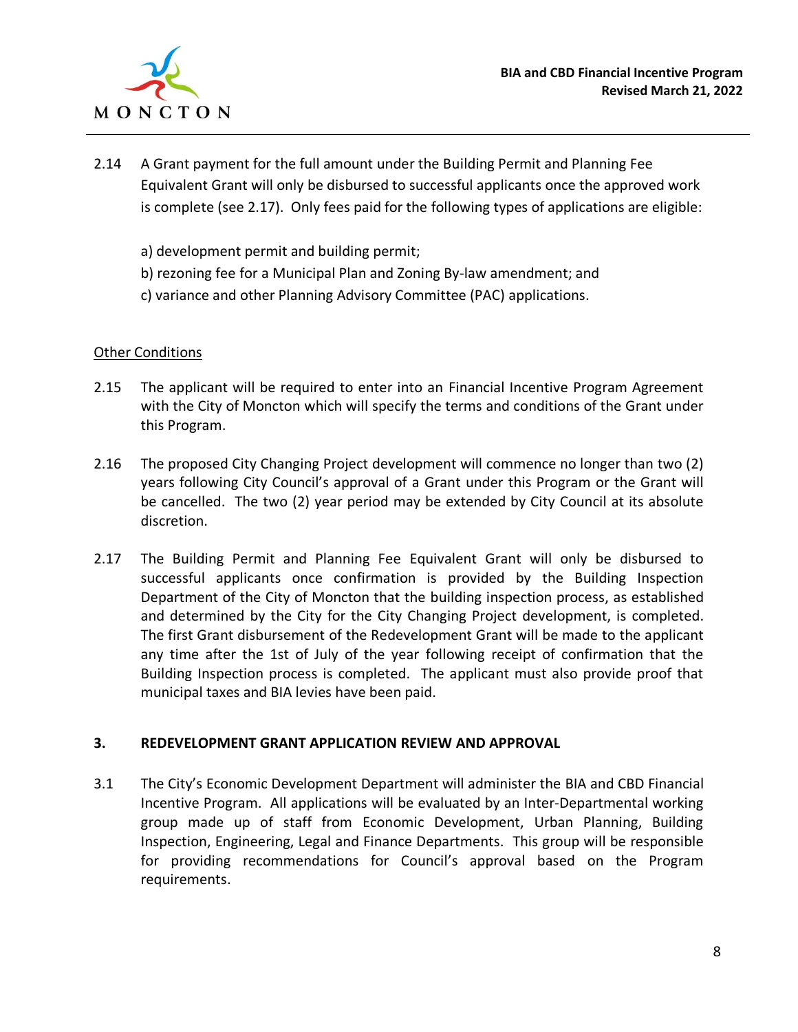2.14 A Grant payment for the full amount under the Building Permit and Planning Fee Equivalent Grant will only be disbursed to successful applicants once the approved work is complete (see 2.17). Only fees paid for the following types of applications are eligible:

a) development permit and building permit;
b) rezoning fee for a Municipal Plan and Zoning By-law amendment; and
c) variance and other Planning Advisory Committee (PAC) applications.

<u>Other Conditions</u>

2.15 The applicant will be required to enter into an Financial Incentive Program Agreement with the City of Moncton which will specify the terms and conditions of the Grant under this Program.

2.16 The proposed City Changing Project development will commence no longer than two (2) years following City Council's approval of a Grant under this Program or the Grant will be cancelled. The two (2) year period may be extended by City Council at its absolute discretion.

2.17 The Building Permit and Planning Fee Equivalent Grant will only be disbursed to successful applicants once confirmation is provided by the Building Inspection Department of the City of Moncton that the building inspection process, as established and determined by the City for the City Changing Project development, is completed. The first Grant disbursement of the Redevelopment Grant will be made to the applicant any time after the 1st of July of the year following receipt of confirmation that the Building Inspection process is completed. The applicant must also provide proof that municipal taxes and BIA levies have been paid.

## 3. REDEVELOPMENT GRANT APPLICATION REVIEW AND APPROVAL

3.1 The City's Economic Development Department will administer the BIA and CBD Financial Incentive Program. All applications will be evaluated by an Inter-Departmental working group made up of staff from Economic Development, Urban Planning, Building Inspection, Engineering, Legal and Finance Departments. This group will be responsible for providing recommendations for Council's approval based on the Program requirements.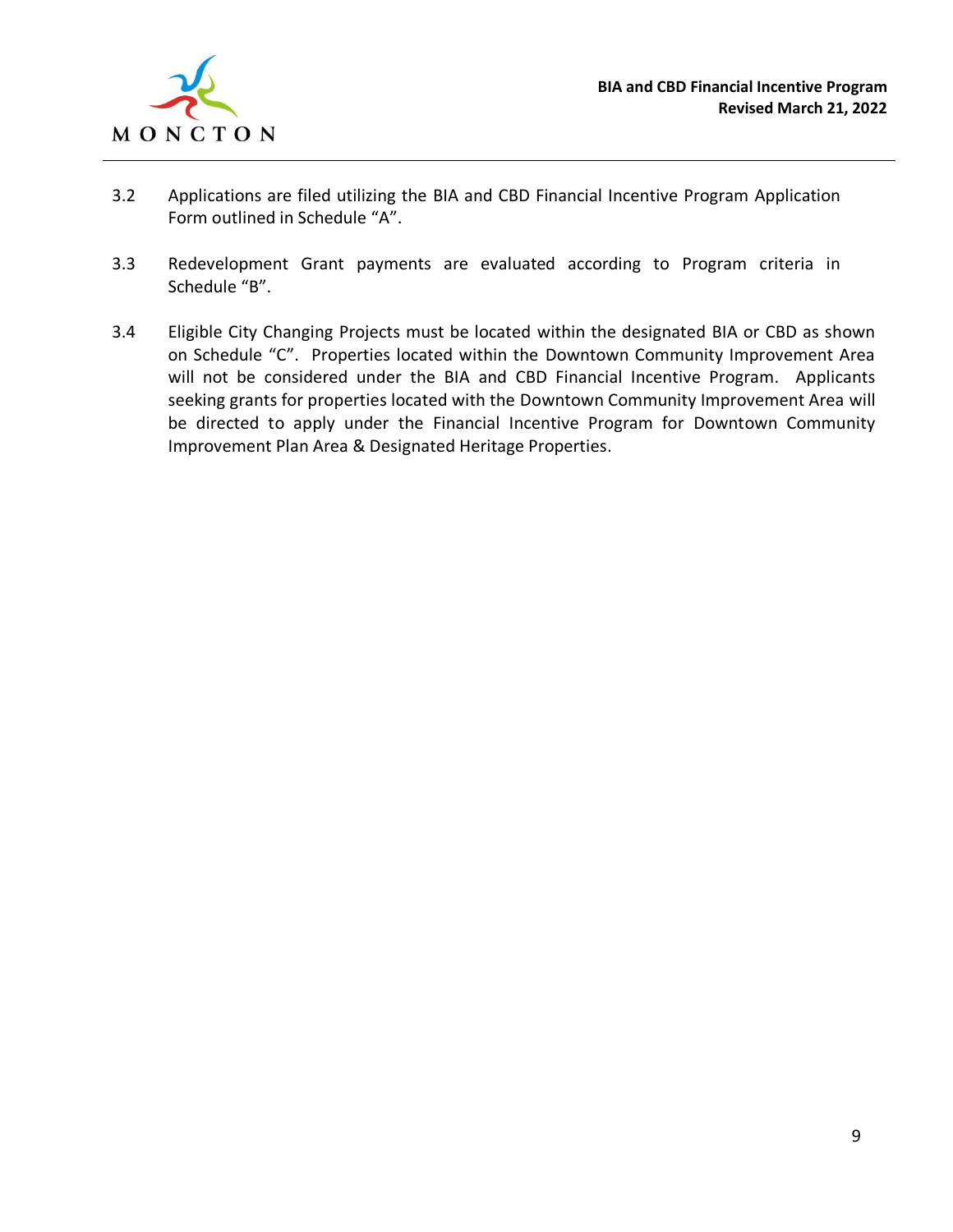3.2 Applications are filed utilizing the BIA and CBD Financial Incentive Program Application Form outlined in Schedule "A".

3.3 Redevelopment Grant payments are evaluated according to Program criteria in Schedule "B".

3.4 Eligible City Changing Projects must be located within the designated BIA or CBD as shown on Schedule "C". Properties located within the Downtown Community Improvement Area will not be considered under the BIA and CBD Financial Incentive Program. Applicants seeking grants for properties located with the Downtown Community Improvement Area will be directed to apply under the Financial Incentive Program for Downtown Community Improvement Plan Area & Designated Heritage Properties.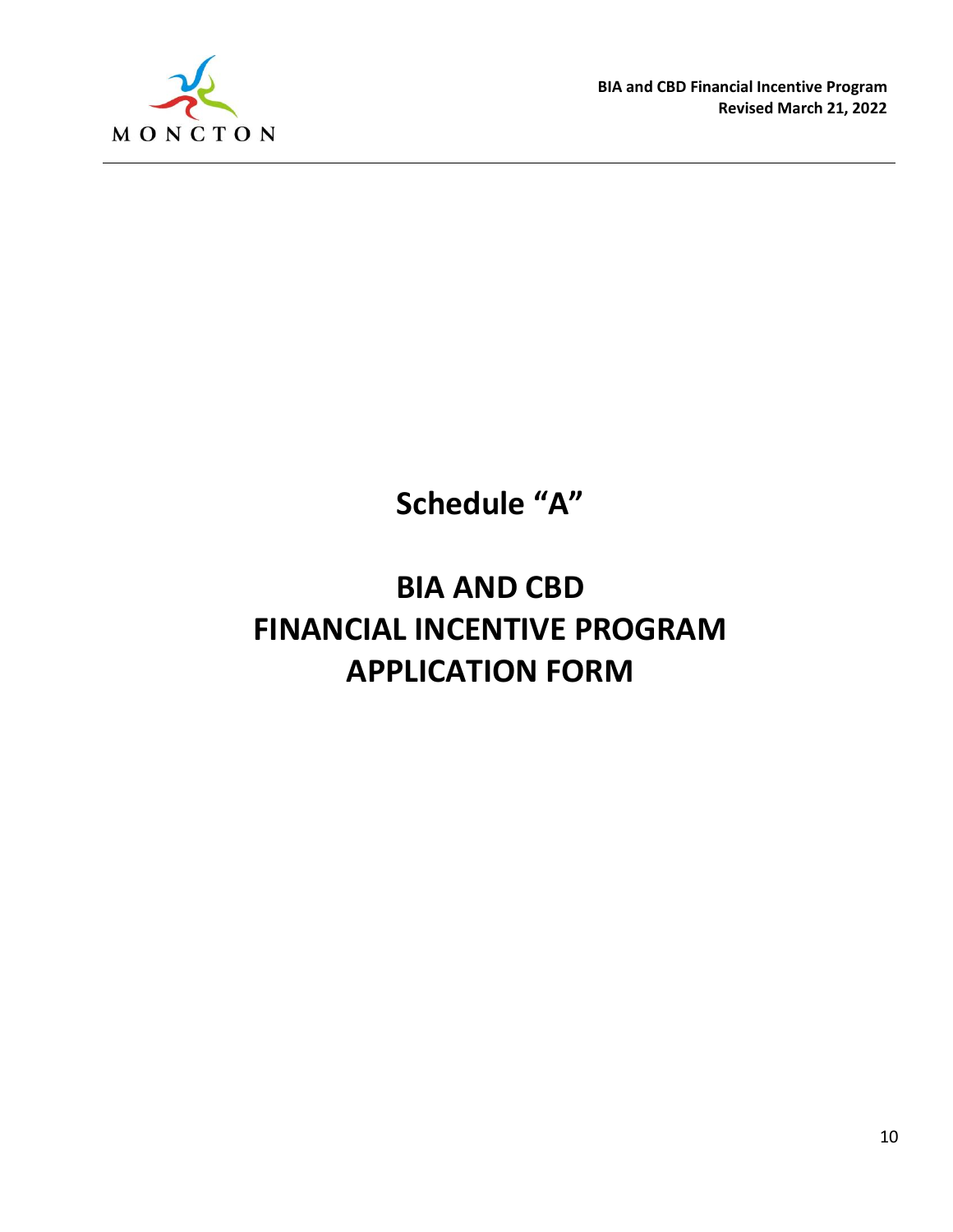# Schedule "A"

# BIA AND CBD FINANCIAL INCENTIVE PROGRAM APPLICATION FORM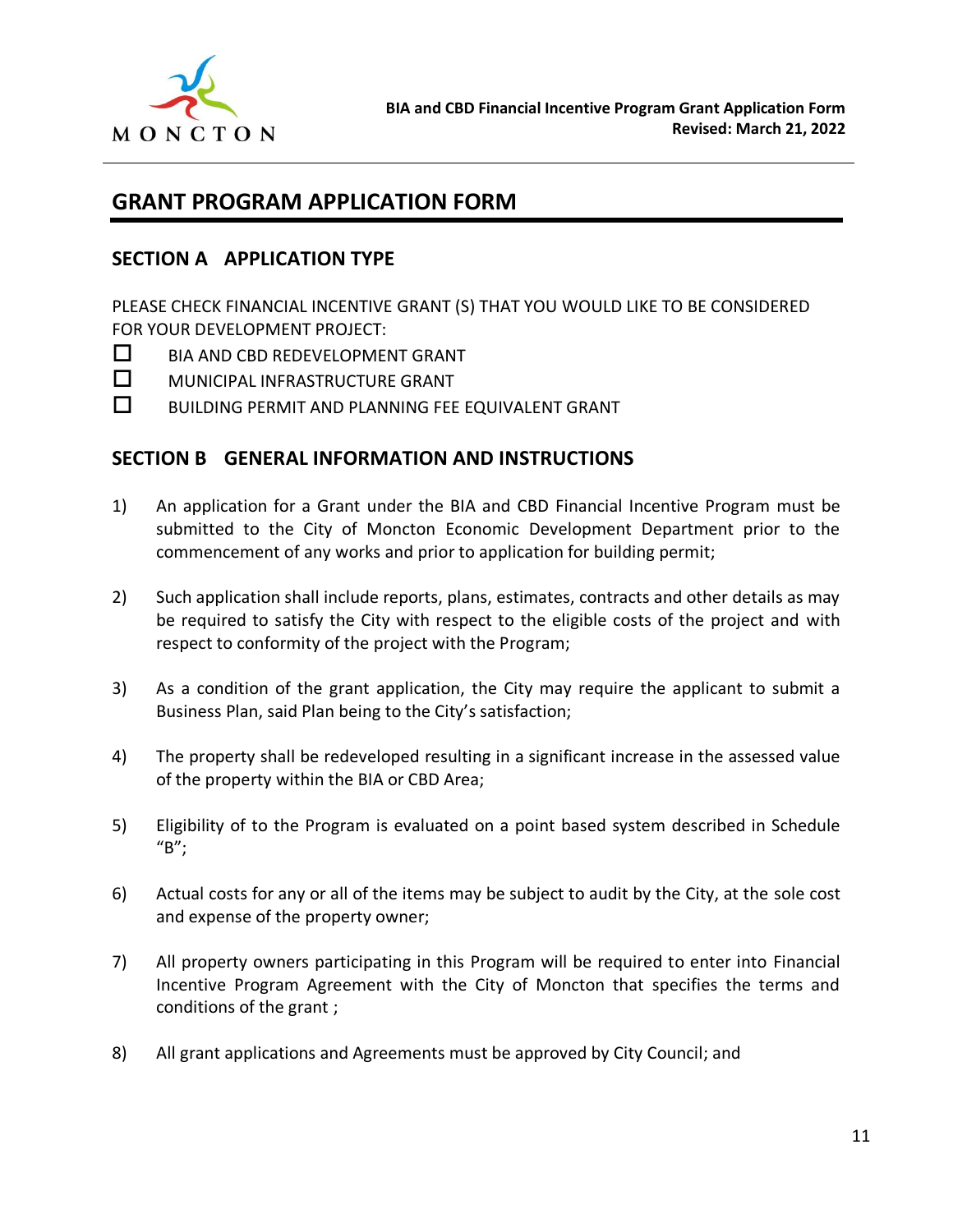# GRANT PROGRAM APPLICATION FORM

## SECTION A APPLICATION TYPE

PLEASE CHECK FINANCIAL INCENTIVE GRANT (S) THAT YOU WOULD LIKE TO BE CONSIDERED FOR YOUR DEVELOPMENT PROJECT:

- ☐ BIA AND CBD REDEVELOPMENT GRANT
- ☐ MUNICIPAL INFRASTRUCTURE GRANT
- ☐ BUILDING PERMIT AND PLANNING FEE EQUIVALENT GRANT

## SECTION B GENERAL INFORMATION AND INSTRUCTIONS

1) An application for a Grant under the BIA and CBD Financial Incentive Program must be submitted to the City of Moncton Economic Development Department prior to the commencement of any works and prior to application for building permit;

2) Such application shall include reports, plans, estimates, contracts and other details as may be required to satisfy the City with respect to the eligible costs of the project and with respect to conformity of the project with the Program;

3) As a condition of the grant application, the City may require the applicant to submit a Business Plan, said Plan being to the City's satisfaction;

4) The property shall be redeveloped resulting in a significant increase in the assessed value of the property within the BIA or CBD Area;

5) Eligibility of to the Program is evaluated on a point based system described in Schedule "B";

6) Actual costs for any or all of the items may be subject to audit by the City, at the sole cost and expense of the property owner;

7) All property owners participating in this Program will be required to enter into Financial Incentive Program Agreement with the City of Moncton that specifies the terms and conditions of the grant ;

8) All grant applications and Agreements must be approved by City Council; and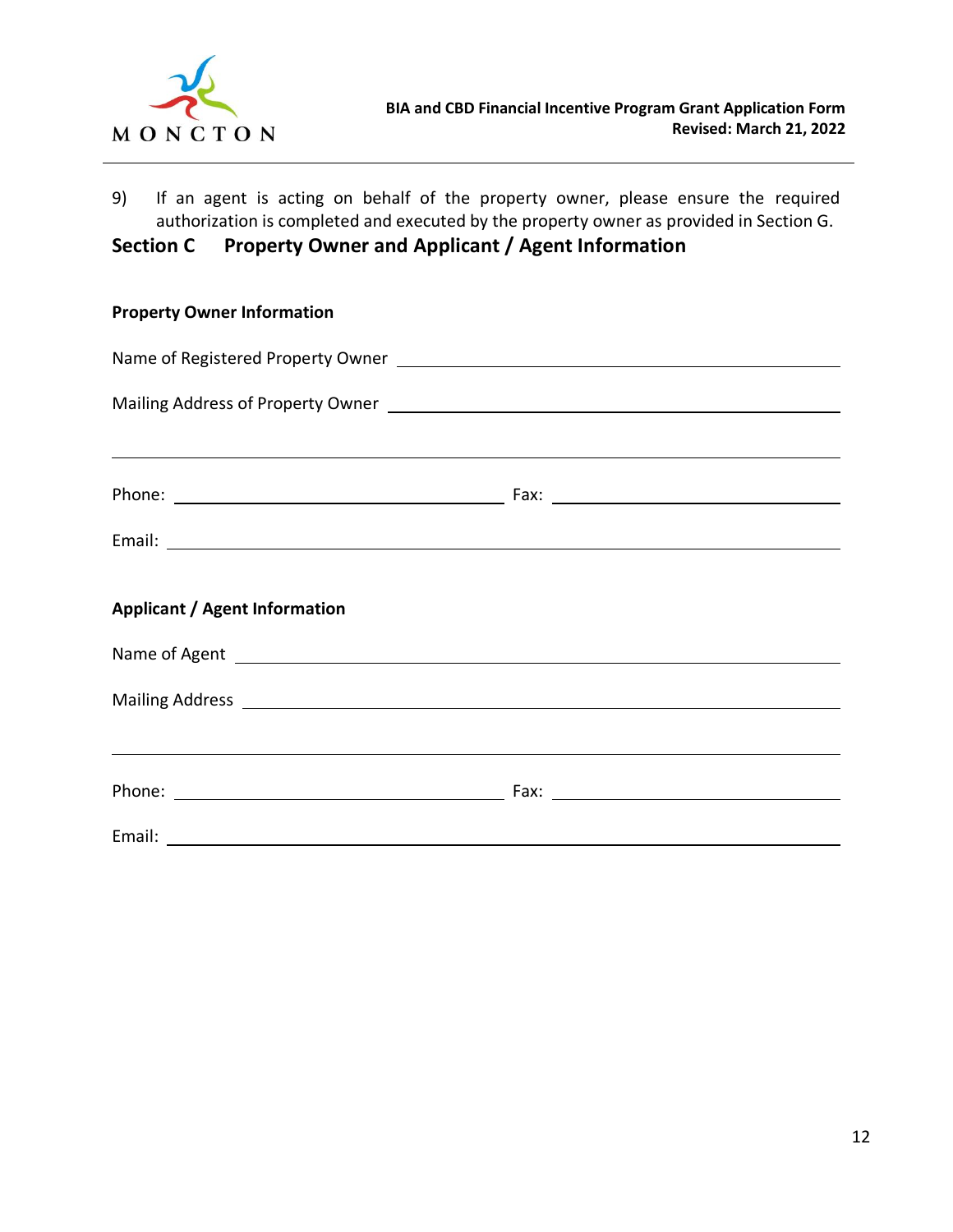9) If an agent is acting on behalf of the property owner, please ensure the required authorization is completed and executed by the property owner as provided in Section G.

## Section C Property Owner and Applicant / Agent Information

**Property Owner Information**

Name of Registered Property Owner ______________________________________________

Mailing Address of Property Owner ______________________________________________

_________________________________________________________________________

Phone: ______________________________ Fax: ______________________________

Email: ___________________________________________________________________

**Applicant / Agent Information**

Name of Agent ______________________________________________________________

Mailing Address _____________________________________________________________

_________________________________________________________________________

Phone: ______________________________ Fax: ______________________________

Email: ___________________________________________________________________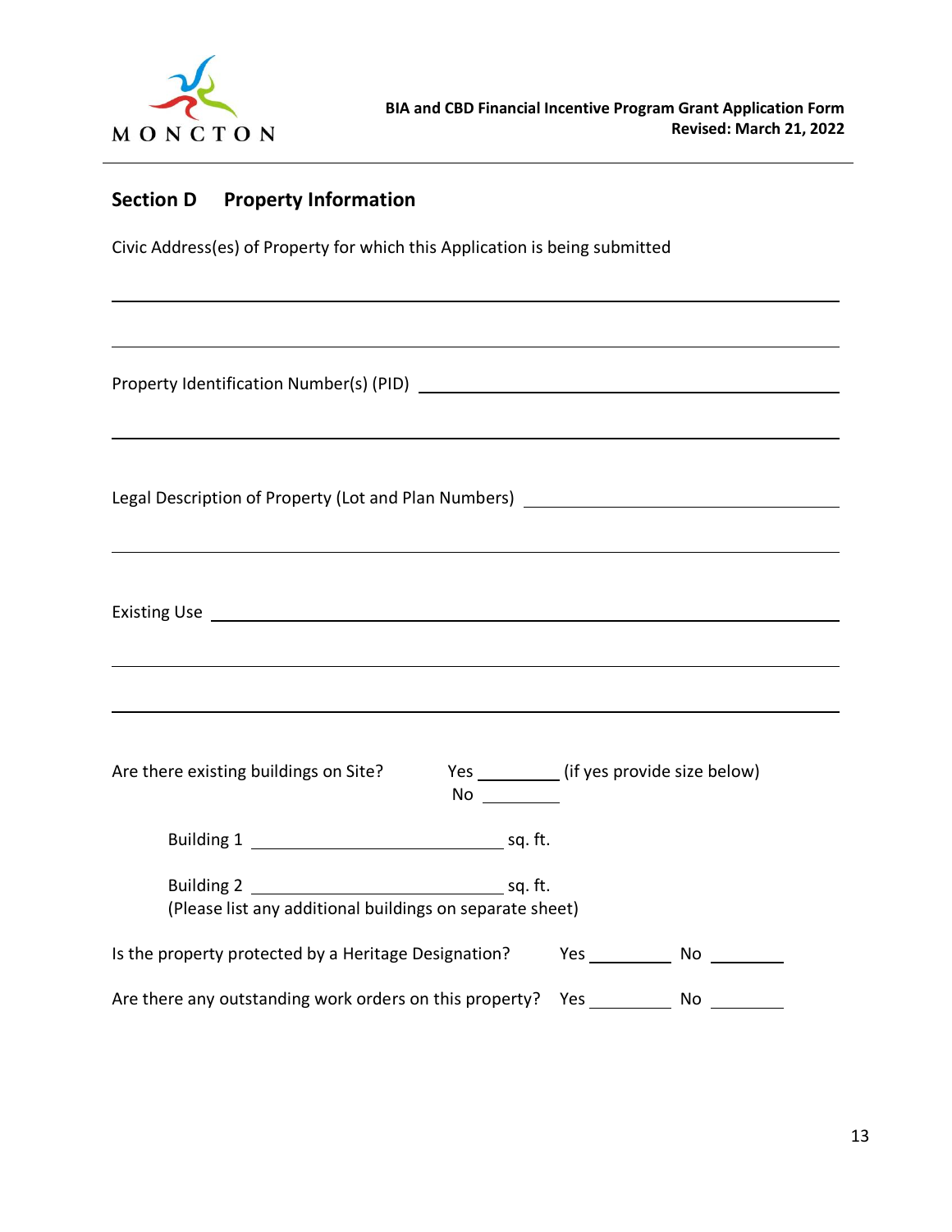## Section D Property Information

Civic Address(es) of Property for which this Application is being submitted

______________________________________________________________________________

______________________________________________________________________________

Property Identification Number(s) (PID) ______________________________________

______________________________________________________________________________

Legal Description of Property (Lot and Plan Numbers) ___________________________

______________________________________________________________________________

Existing Use ___________________________________________________________________

______________________________________________________________________________

______________________________________________________________________________

Are there existing buildings on Site? Yes ________ (if yes provide size below)
No ________

Building 1 ________________________ sq. ft.

Building 2 ________________________ sq. ft.
(Please list any additional buildings on separate sheet)

Is the property protected by a Heritage Designation? Yes ________ No ________

Are there any outstanding work orders on this property? Yes ________ No ________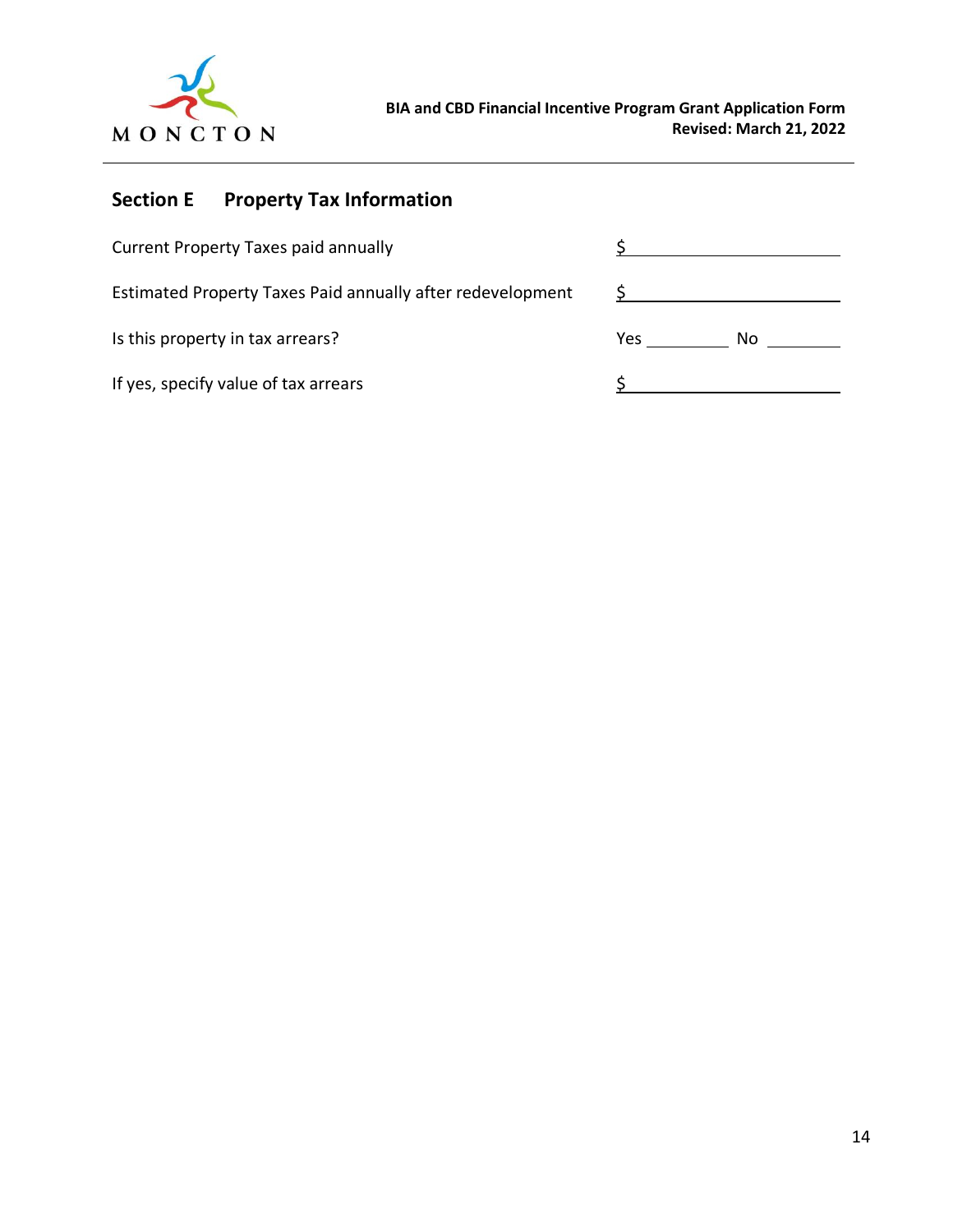## Section E Property Tax Information

Current Property Taxes paid annually $ \_\_\_\_\_\_\_\_\_\_\_\_\_\_\_\_\_\_\_\_

Estimated Property Taxes Paid annually after redevelopment $ \_\_\_\_\_\_\_\_\_\_\_\_\_\_\_\_\_\_\_\_

Is this property in tax arrears? Yes \_\_\_\_\_\_\_\_\_\_ No \_\_\_\_\_\_\_\_\_\_

If yes, specify value of tax arrears $ \_\_\_\_\_\_\_\_\_\_\_\_\_\_\_\_\_\_\_\_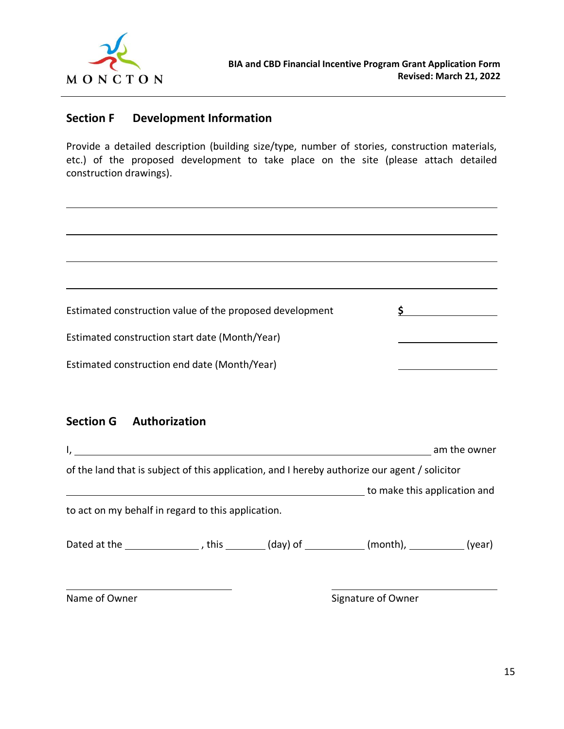## Section F Development Information

Provide a detailed description (building size/type, number of stories, construction materials, etc.) of the proposed development to take place on the site (please attach detailed construction drawings).

\_\_\_\_\_\_\_\_\_\_\_\_\_\_\_\_\_\_\_\_\_\_\_\_\_\_\_\_\_\_\_\_\_\_\_\_\_\_\_\_\_\_\_\_\_\_\_\_\_\_\_\_\_\_\_\_\_\_\_\_\_\_\_\_\_\_\_\_\_\_

\_\_\_\_\_\_\_\_\_\_\_\_\_\_\_\_\_\_\_\_\_\_\_\_\_\_\_\_\_\_\_\_\_\_\_\_\_\_\_\_\_\_\_\_\_\_\_\_\_\_\_\_\_\_\_\_\_\_\_\_\_\_\_\_\_\_\_\_\_\_

\_\_\_\_\_\_\_\_\_\_\_\_\_\_\_\_\_\_\_\_\_\_\_\_\_\_\_\_\_\_\_\_\_\_\_\_\_\_\_\_\_\_\_\_\_\_\_\_\_\_\_\_\_\_\_\_\_\_\_\_\_\_\_\_\_\_\_\_\_\_

\_\_\_\_\_\_\_\_\_\_\_\_\_\_\_\_\_\_\_\_\_\_\_\_\_\_\_\_\_\_\_\_\_\_\_\_\_\_\_\_\_\_\_\_\_\_\_\_\_\_\_\_\_\_\_\_\_\_\_\_\_\_\_\_\_\_\_\_\_\_

Estimated construction value of the proposed development **$** \_\_\_\_\_\_\_\_\_\_\_\_\_\_\_\_

Estimated construction start date (Month/Year) \_\_\_\_\_\_\_\_\_\_\_\_\_\_\_\_

Estimated construction end date (Month/Year) \_\_\_\_\_\_\_\_\_\_\_\_\_\_\_\_

## Section G Authorization

I, \_\_\_\_\_\_\_\_\_\_\_\_\_\_\_\_\_\_\_\_\_\_\_\_\_\_\_\_\_\_\_\_\_\_\_\_\_\_\_\_\_\_\_\_\_\_\_\_\_\_\_\_ am the owner of the land that is subject of this application, and I hereby authorize our agent / solicitor \_\_\_\_\_\_\_\_\_\_\_\_\_\_\_\_\_\_\_\_\_\_\_\_\_\_\_\_\_\_\_\_\_\_\_\_\_\_\_\_\_\_\_\_\_\_ to make this application and to act on my behalf in regard to this application.

Dated at the \_\_\_\_\_\_\_\_\_\_\_\_ , this \_\_\_\_\_\_\_ (day) of \_\_\_\_\_\_\_\_\_\_ (month), \_\_\_\_\_\_\_\_\_ (year)

\_\_\_\_\_\_\_\_\_\_\_\_\_\_\_\_\_\_\_\_\_\_\_\_\_\_\_\_ \_\_\_\_\_\_\_\_\_\_\_\_\_\_\_\_\_\_\_\_\_\_\_\_\_\_\_\_

Name of Owner Signature of Owner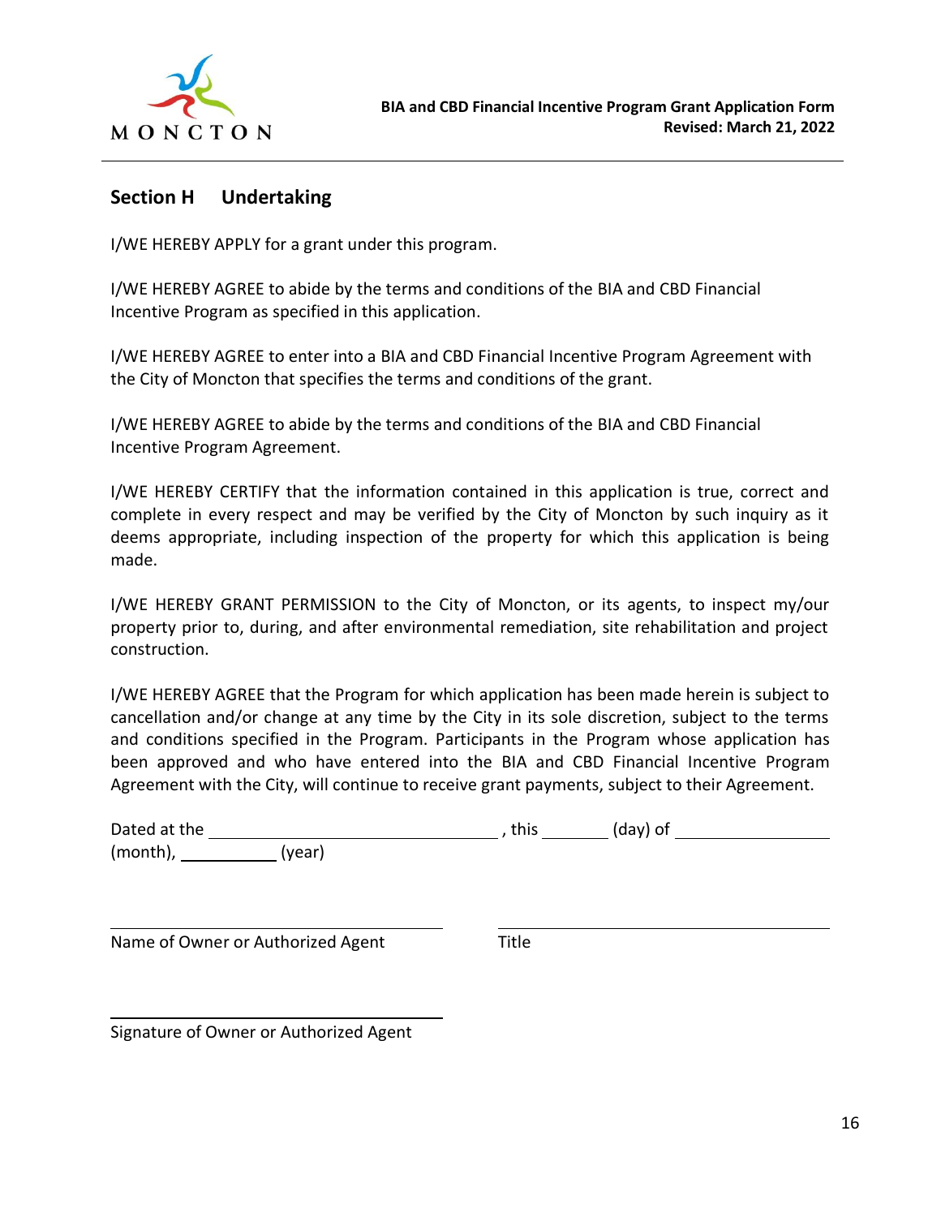## Section H Undertaking

I/WE HEREBY APPLY for a grant under this program.

I/WE HEREBY AGREE to abide by the terms and conditions of the BIA and CBD Financial Incentive Program as specified in this application.

I/WE HEREBY AGREE to enter into a BIA and CBD Financial Incentive Program Agreement with the City of Moncton that specifies the terms and conditions of the grant.

I/WE HEREBY AGREE to abide by the terms and conditions of the BIA and CBD Financial Incentive Program Agreement.

I/WE HEREBY CERTIFY that the information contained in this application is true, correct and complete in every respect and may be verified by the City of Moncton by such inquiry as it deems appropriate, including inspection of the property for which this application is being made.

I/WE HEREBY GRANT PERMISSION to the City of Moncton, or its agents, to inspect my/our property prior to, during, and after environmental remediation, site rehabilitation and project construction.

I/WE HEREBY AGREE that the Program for which application has been made herein is subject to cancellation and/or change at any time by the City in its sole discretion, subject to the terms and conditions specified in the Program. Participants in the Program whose application has been approved and who have entered into the BIA and CBD Financial Incentive Program Agreement with the City, will continue to receive grant payments, subject to their Agreement.

Dated at the ______________________________, this ________ (day) of ________________ (month), __________ (year)

______________________________ ______________________________

Name of Owner or Authorized Agent Title

______________________________

Signature of Owner or Authorized Agent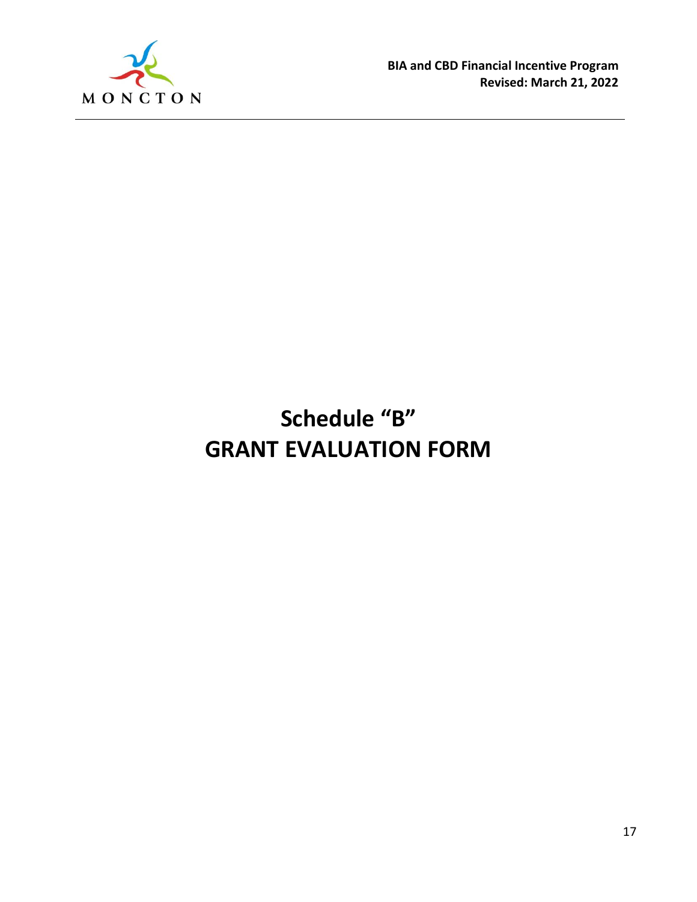# Schedule "B"
# GRANT EVALUATION FORM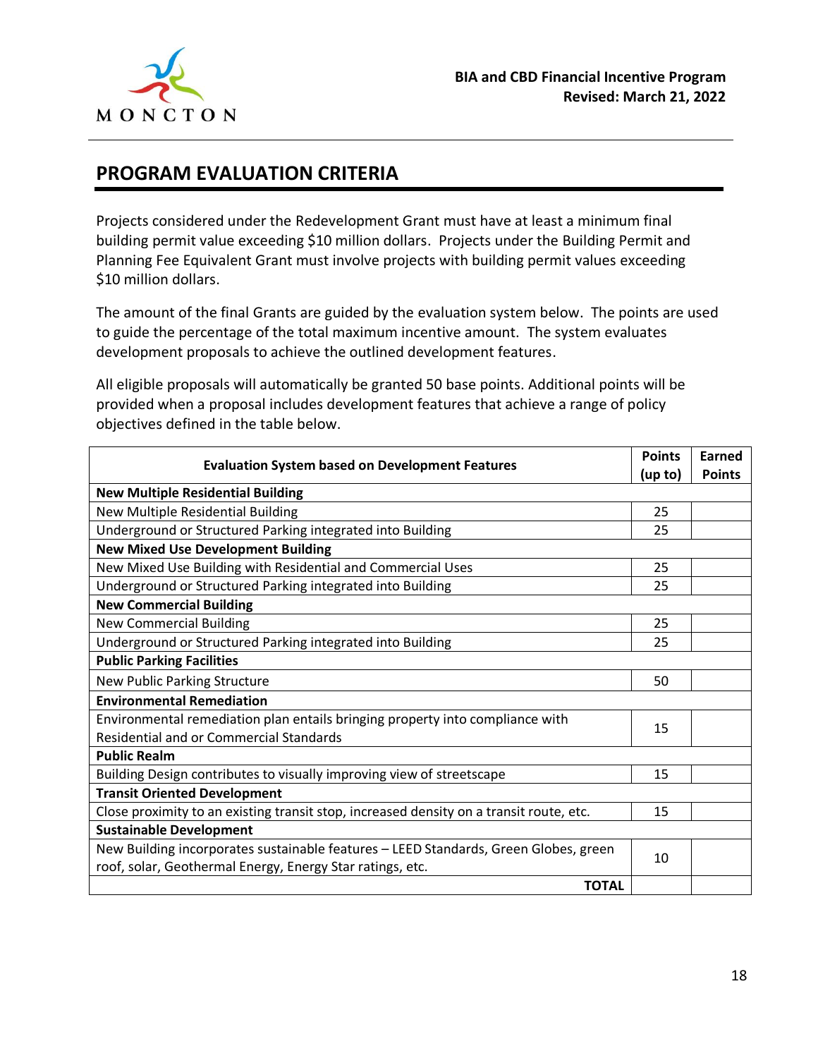## PROGRAM EVALUATION CRITERIA

Projects considered under the Redevelopment Grant must have at least a minimum final building permit value exceeding $10 million dollars. Projects under the Building Permit and Planning Fee Equivalent Grant must involve projects with building permit values exceeding $10 million dollars.

The amount of the final Grants are guided by the evaluation system below. The points are used to guide the percentage of the total maximum incentive amount. The system evaluates development proposals to achieve the outlined development features.

All eligible proposals will automatically be granted 50 base points. Additional points will be provided when a proposal includes development features that achieve a range of policy objectives defined in the table below.

| Evaluation System based on Development Features | Points (up to) | Earned Points |
|---|---|---|
| **New Multiple Residential Building** | | |
| New Multiple Residential Building | 25 | |
| Underground or Structured Parking integrated into Building | 25 | |
| **New Mixed Use Development Building** | | |
| New Mixed Use Building with Residential and Commercial Uses | 25 | |
| Underground or Structured Parking integrated into Building | 25 | |
| **New Commercial Building** | | |
| New Commercial Building | 25 | |
| Underground or Structured Parking integrated into Building | 25 | |
| **Public Parking Facilities** | | |
| New Public Parking Structure | 50 | |
| **Environmental Remediation** | | |
| Environmental remediation plan entails bringing property into compliance with Residential and or Commercial Standards | 15 | |
| **Public Realm** | | |
| Building Design contributes to visually improving view of streetscape | 15 | |
| **Transit Oriented Development** | | |
| Close proximity to an existing transit stop, increased density on a transit route, etc. | 15 | |
| **Sustainable Development** | | |
| New Building incorporates sustainable features – LEED Standards, Green Globes, green roof, solar, Geothermal Energy, Energy Star ratings, etc. | 10 | |
| **TOTAL** | | |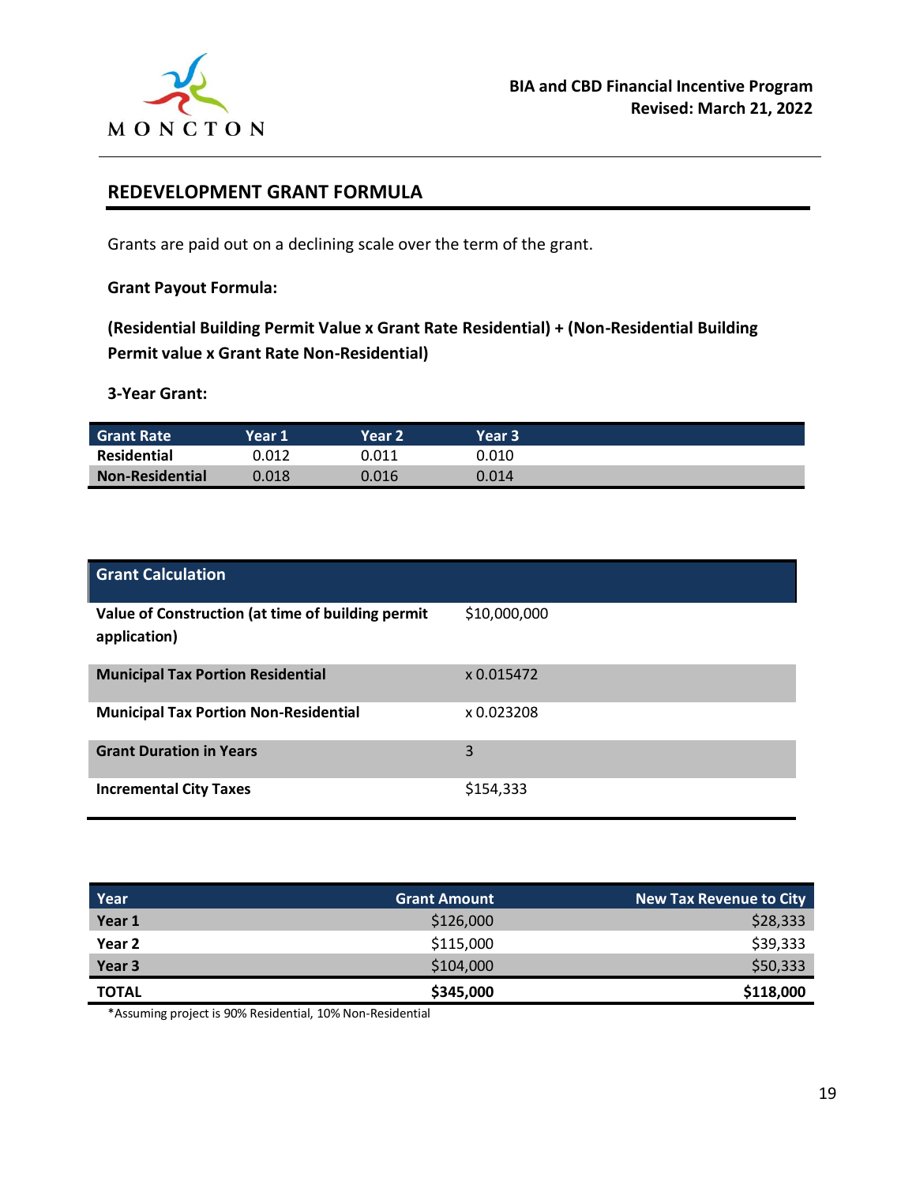## REDEVELOPMENT GRANT FORMULA

Grants are paid out on a declining scale over the term of the grant.

**Grant Payout Formula:**

**(Residential Building Permit Value x Grant Rate Residential) + (Non-Residential Building Permit value x Grant Rate Non-Residential)**

**3-Year Grant:**

| Grant Rate | Year 1 | Year 2 | Year 3 |
|---|---|---|---|
| **Residential** | 0.012 | 0.011 | 0.010 |
| **Non-Residential** | 0.018 | 0.016 | 0.014 |

| Grant Calculation | |
|---|---|
| **Value of Construction (at time of building permit application)** | $10,000,000 |
| **Municipal Tax Portion Residential** | x 0.015472 |
| **Municipal Tax Portion Non-Residential** | x 0.023208 |
| **Grant Duration in Years** | 3 |
| **Incremental City Taxes** | $154,333 |

| Year | Grant Amount | New Tax Revenue to City |
|---|---|---|
| **Year 1** | $126,000 | $28,333 |
| **Year 2** | $115,000 | $39,333 |
| **Year 3** | $104,000 | $50,333 |
| **TOTAL** | **$345,000** | **$118,000** |

*Assuming project is 90% Residential, 10% Non-Residential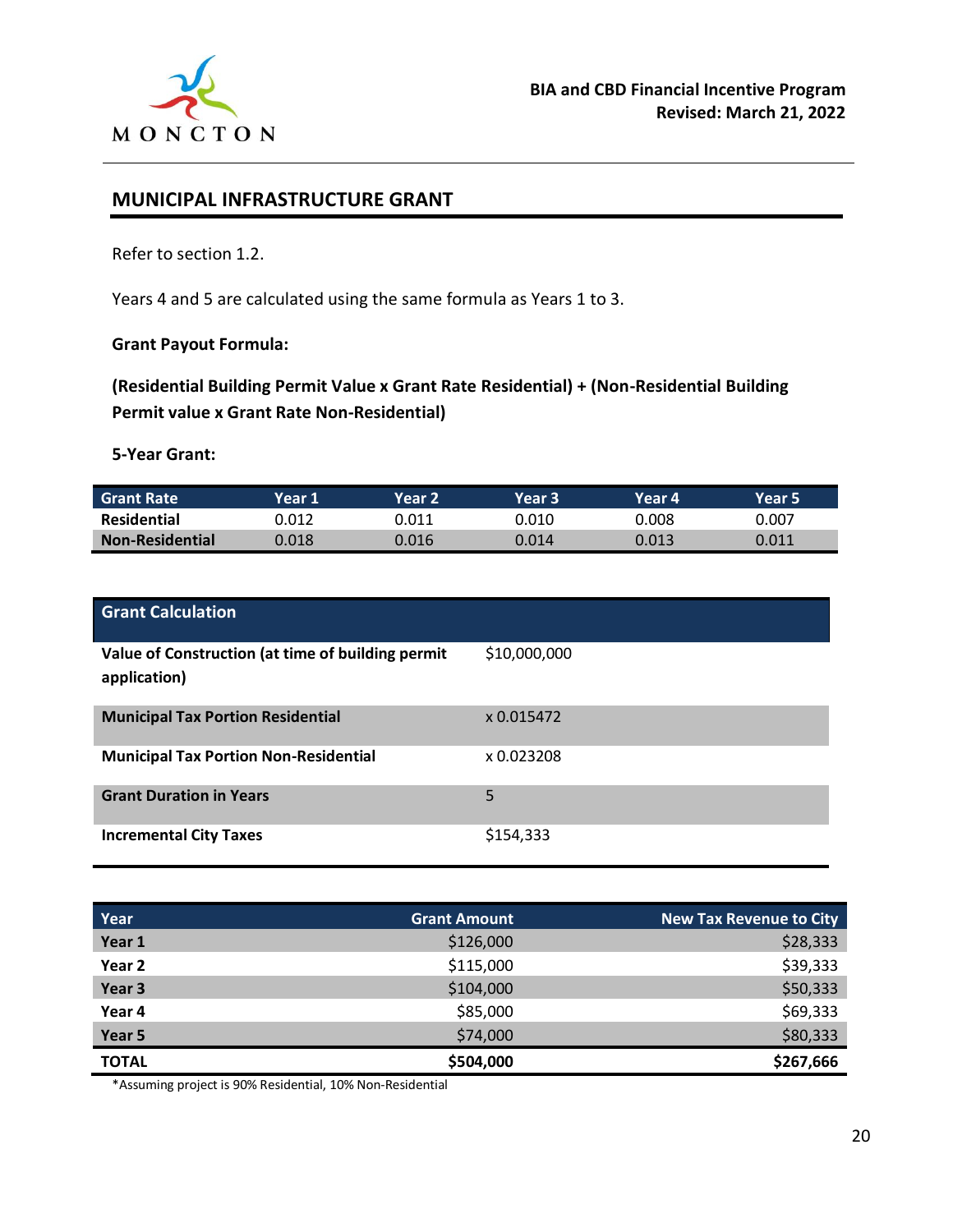## MUNICIPAL INFRASTRUCTURE GRANT

Refer to section 1.2.

Years 4 and 5 are calculated using the same formula as Years 1 to 3.

**Grant Payout Formula:**

**(Residential Building Permit Value x Grant Rate Residential) + (Non-Residential Building Permit value x Grant Rate Non-Residential)**

**5-Year Grant:**

| Grant Rate | Year 1 | Year 2 | Year 3 | Year 4 | Year 5 |
|---|---|---|---|---|---|
| **Residential** | 0.012 | 0.011 | 0.010 | 0.008 | 0.007 |
| **Non-Residential** | 0.018 | 0.016 | 0.014 | 0.013 | 0.011 |

| Grant Calculation | |
|---|---|
| **Value of Construction (at time of building permit application)** | $10,000,000 |
| **Municipal Tax Portion Residential** | x 0.015472 |
| **Municipal Tax Portion Non-Residential** | x 0.023208 |
| **Grant Duration in Years** | 5 |
| **Incremental City Taxes** | $154,333 |

| Year | Grant Amount | New Tax Revenue to City |
|---|---|---|
| **Year 1** | $126,000 | $28,333 |
| **Year 2** | $115,000 | $39,333 |
| **Year 3** | $104,000 | $50,333 |
| **Year 4** | $85,000 | $69,333 |
| **Year 5** | $74,000 | $80,333 |
| **TOTAL** | **$504,000** | **$267,666** |

*Assuming project is 90% Residential, 10% Non-Residential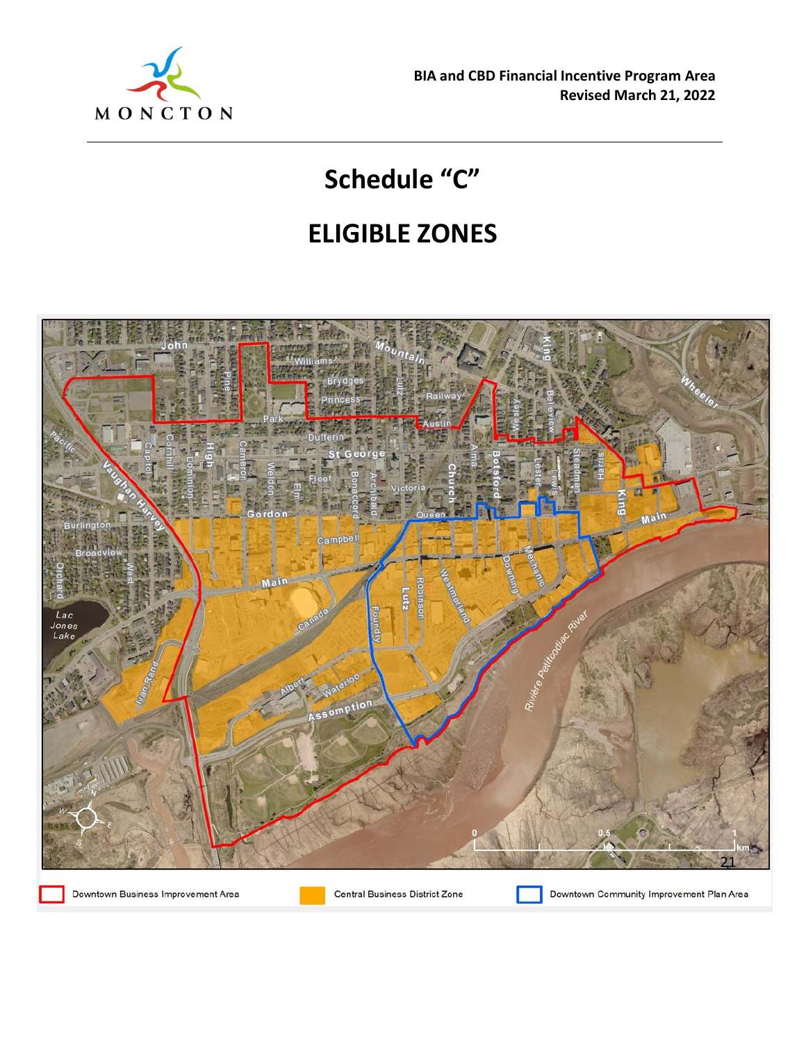**BIA and CBD Financial Incentive Program Area**
**Revised March 21, 2022**

# Schedule "C"

# ELIGIBLE ZONES

Downtown Business Improvement Area | Central Business District Zone | Downtown Community Improvement Plan Area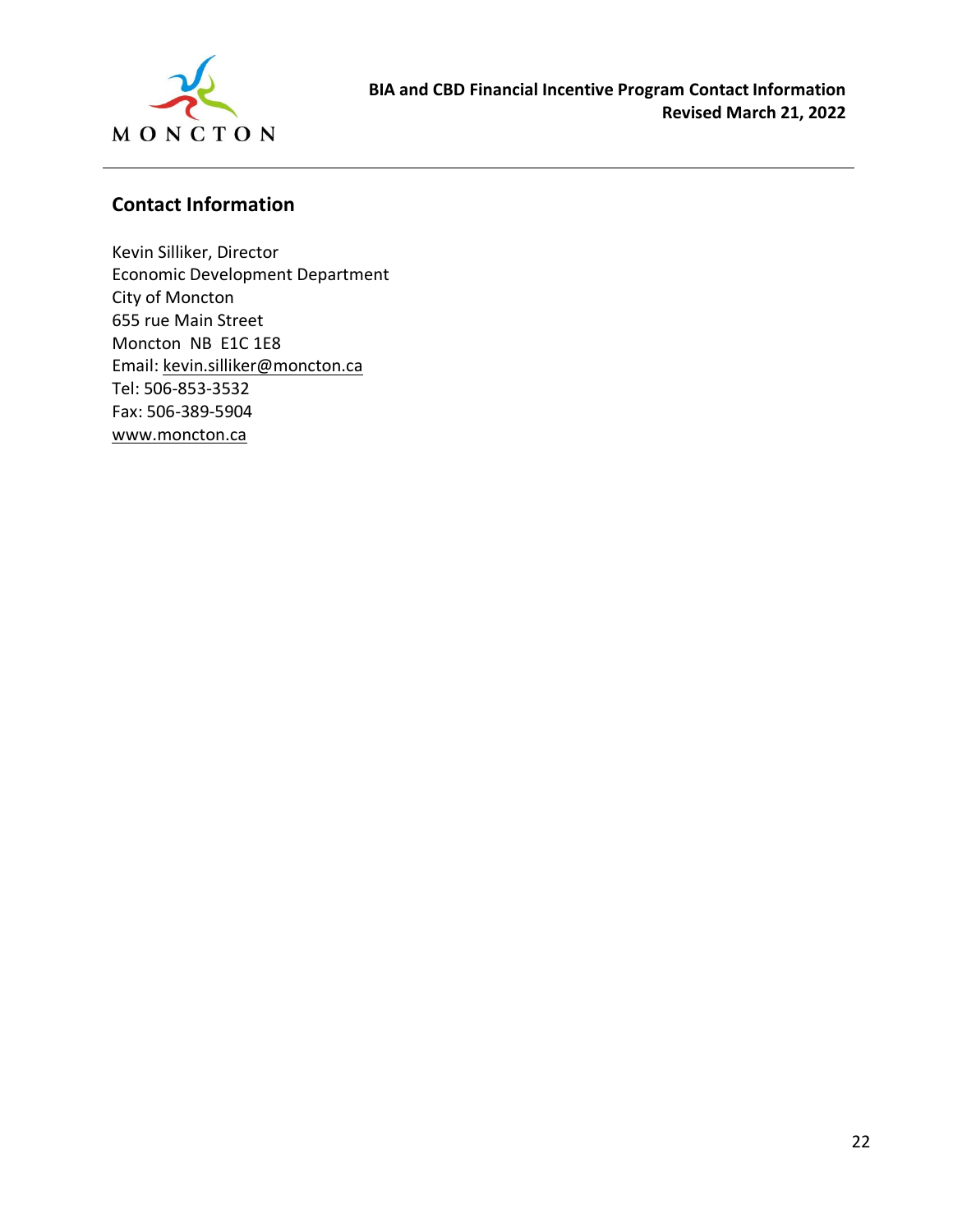## Contact Information

Kevin Silliker, Director
Economic Development Department
City of Moncton
655 rue Main Street
Moncton NB E1C 1E8
Email: kevin.silliker@moncton.ca
Tel: 506-853-3532
Fax: 506-389-5904
www.moncton.ca